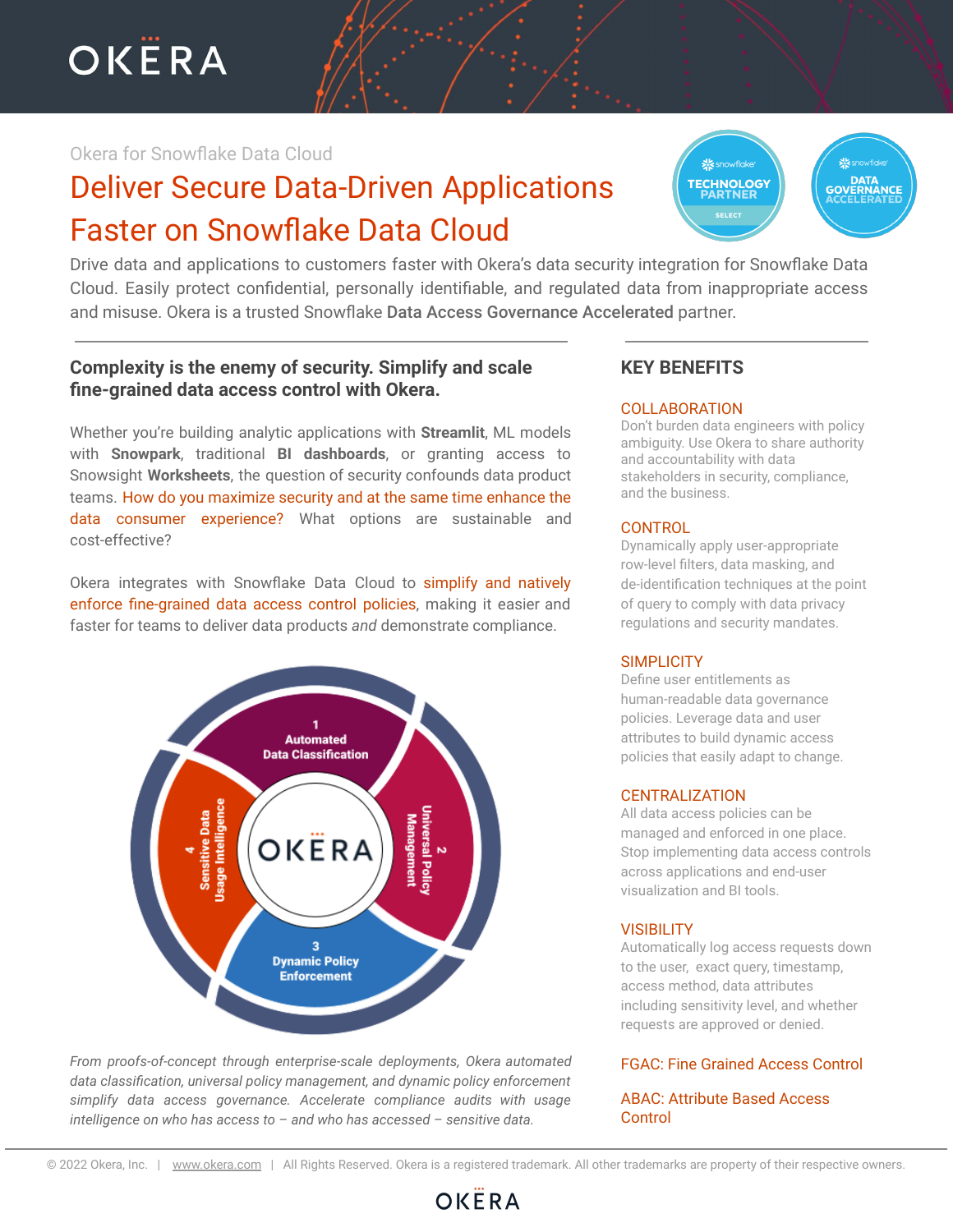# OKERA

Okera for Snowflake Data Cloud

## Deliver Secure Data-Driven Applications Faster on Snowflake Data Cloud

snowflake TECHNOLOGY PARTNER SELECT

snowflake DATA GOVERNANCE ACCELERATED

Drive data and applications to customers faster with Okera's data security integration for Snowflake Data Cloud. Easily protect confidential, personally identifiable, and regulated data from inappropriate access and misuse. Okera is a trusted Snowflake **Data Access Governance Accelerated** partner.

### Complexity is the enemy of security. Simplify and scale fine-grained data access control with Okera.

Whether you're building analytic applications with **Streamlit**, ML models with **Snowpark**, traditional **BI dashboards**, or granting access to Snowsight **Worksheets**, the question of security confounds data product teams. How do you maximize security and at the same time enhance the data consumer experience? What options are sustainable and cost-effective?

Okera integrates with Snowflake Data Cloud to simplify and natively enforce fine-grained data access control policies, making it easier and faster for teams to deliver data products *and* demonstrate compliance.

1 Automated Data Classification

2 Universal Policy Management

3 Dynamic Policy Enforcement

4 Sensitive Data Usage Intelligence

OKERA

*From proofs-of-concept through enterprise-scale deployments, Okera automated data classification, universal policy management, and dynamic policy enforcement simplify data access governance. Accelerate compliance audits with usage intelligence on who has access to – and who has accessed – sensitive data.*

### KEY BENEFITS

**COLLABORATION**
Don't burden data engineers with policy ambiguity. Use Okera to share authority and accountability with data stakeholders in security, compliance, and the business.

**CONTROL**
Dynamically apply user-appropriate row-level filters, data masking, and de-identification techniques at the point of query to comply with data privacy regulations and security mandates.

**SIMPLICITY**
Define user entitlements as human-readable data governance policies. Leverage data and user attributes to build dynamic access policies that easily adapt to change.

**CENTRALIZATION**
All data access policies can be managed and enforced in one place. Stop implementing data access controls across applications and end-user visualization and BI tools.

**VISIBILITY**
Automatically log access requests down to the user, exact query, timestamp, access method, data attributes including sensitivity level, and whether requests are approved or denied.

FGAC: Fine Grained Access Control

ABAC: Attribute Based Access Control

© 2022 Okera, Inc. | www.okera.com | All Rights Reserved. Okera is a registered trademark. All other trademarks are property of their respective owners.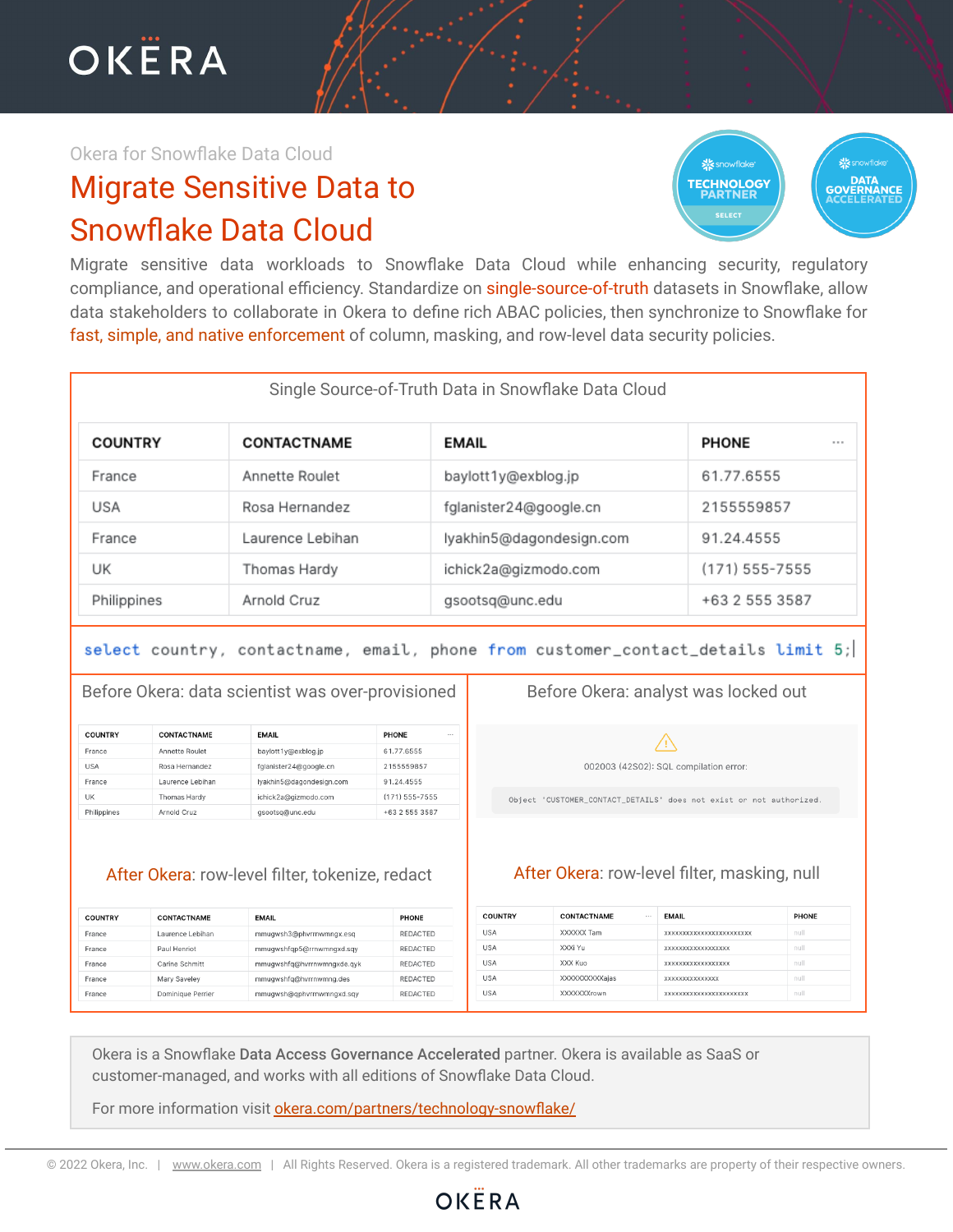Okera for Snowflake Data Cloud

# Migrate Sensitive Data to Snowflake Data Cloud

Migrate sensitive data workloads to Snowflake Data Cloud while enhancing security, regulatory compliance, and operational efficiency. Standardize on single-source-of-truth datasets in Snowflake, allow data stakeholders to collaborate in Okera to define rich ABAC policies, then synchronize to Snowflake for fast, simple, and native enforcement of column, masking, and row-level data security policies.

## Single Source-of-Truth Data in Snowflake Data Cloud

| COUNTRY | CONTACTNAME | EMAIL | PHONE |
|---|---|---|---|
| France | Annette Roulet | baylott1y@exblog.jp | 61.77.6555 |
| USA | Rosa Hernandez | fglanister24@google.cn | 2155559857 |
| France | Laurence Lebihan | lyakhin5@dagondesign.com | 91.24.4555 |
| UK | Thomas Hardy | ichick2a@gizmodo.com | (171) 555-7555 |
| Philippines | Arnold Cruz | gsootsq@unc.edu | +63 2 555 3587 |

```
select country, contactname, email, phone from customer_contact_details limit 5;
```

### Before Okera: data scientist was over-provisioned

| COUNTRY | CONTACTNAME | EMAIL | PHONE |
|---|---|---|---|
| France | Annette Roulet | baylott1y@exblog.jp | 61.77.6555 |
| USA | Rosa Hernandez | fglanister24@google.cn | 2155559857 |
| France | Laurence Lebihan | lyakhin5@dagondesign.com | 91.24.4555 |
| UK | Thomas Hardy | ichick2a@gizmodo.com | (171) 555-7555 |
| Philippines | Arnold Cruz | gsootsq@unc.edu | +63 2 555 3587 |

### Before Okera: analyst was locked out

002003 (42S02): SQL compilation error:

Object 'CUSTOMER_CONTACT_DETAILS' does not exist or not authorized.

### After Okera: row-level filter, tokenize, redact

| COUNTRY | CONTACTNAME | EMAIL | PHONE |
|---|---|---|---|
| France | Laurence Lebihan | mmugwsh3@phvrmwmngx.esq | REDACTED |
| France | Paul Henriot | mmugwshfqp5@rmwmngxd.sqy | REDACTED |
| France | Carina Schmitt | mmugwshfq@hvrmwmngxde.qyk | REDACTED |
| France | Mary Saveley | mmugwshfq@hvrmwmng.des | REDACTED |
| France | Dominique Perrier | mmugwsh@qphvrmwmngxd.sqy | REDACTED |

### After Okera: row-level filter, masking, null

| COUNTRY | CONTACTNAME | EMAIL | PHONE |
|---|---|---|---|
| USA | XXXXXX Tam | xxxxxxxxxxxxxxxxxxxxxxx | null |
| USA | XXXi Yu | xxxxxxxxxxxxxxxxx | null |
| USA | XXX Kuo | xxxxxxxxxxxxxxxxx | null |
| USA | XXXXXXXXXXajas | xxxxxxxxxxxxxxx | null |
| USA | XXXXXXXrown | xxxxxxxxxxxxxxxxxxxxxx | null |

Okera is a Snowflake **Data Access Governance Accelerated** partner. Okera is available as SaaS or customer-managed, and works with all editions of Snowflake Data Cloud.

For more information visit okera.com/partners/technology-snowflake/

© 2022 Okera, Inc. | www.okera.com | All Rights Reserved. Okera is a registered trademark. All other trademarks are property of their respective owners.